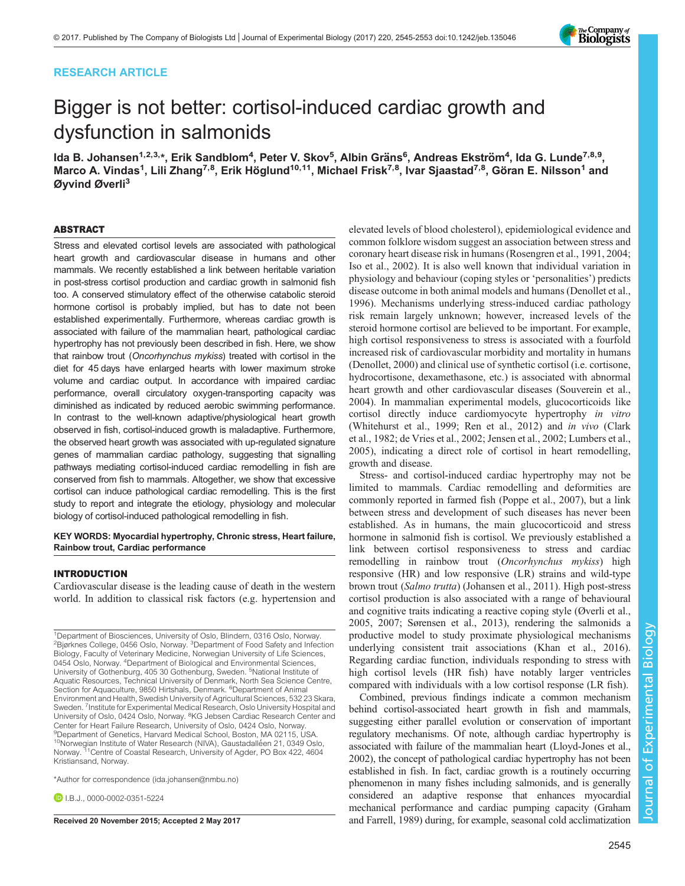RESEARCH ARTICLE

# Bigger is not better: cortisol-induced cardiac growth and dysfunction in salmonids

Ida B. Johansen[1,2,3,*], Erik Sandblom[4], Peter V. Skov[5], Albin Gräns[6], Andreas Ekström[4], Ida G. Lunde[7,8,9], Marco A. Vindas[1], Lili Zhang[7,8], Erik Höglund[10,11], Michael Frisk[7,8], Ivar Sjaastad[7,8], Göran E. Nilsson[1] and Øyvind Øverli[3]

## ABSTRACT

Stress and elevated cortisol levels are associated with pathological heart growth and cardiovascular disease in humans and other mammals. We recently established a link between heritable variation in post-stress cortisol production and cardiac growth in salmonid fish too. A conserved stimulatory effect of the otherwise catabolic steroid hormone cortisol is probably implied, but has to date not been established experimentally. Furthermore, whereas cardiac growth is associated with failure of the mammalian heart, pathological cardiac hypertrophy has not previously been described in fish. Here, we show that rainbow trout (*Oncorhynchus mykiss*) treated with cortisol in the diet for 45 days have enlarged hearts with lower maximum stroke volume and cardiac output. In accordance with impaired cardiac performance, overall circulatory oxygen-transporting capacity was diminished as indicated by reduced aerobic swimming performance. In contrast to the well-known adaptive/physiological heart growth observed in fish, cortisol-induced growth is maladaptive. Furthermore, the observed heart growth was associated with up-regulated signature genes of mammalian cardiac pathology, suggesting that signalling pathways mediating cortisol-induced cardiac remodelling in fish are conserved from fish to mammals. Altogether, we show that excessive cortisol can induce pathological cardiac remodelling. This is the first study to report and integrate the etiology, physiology and molecular biology of cortisol-induced pathological remodelling in fish.

**KEY WORDS: Myocardial hypertrophy, Chronic stress, Heart failure, Rainbow trout, Cardiac performance**

## INTRODUCTION

Cardiovascular disease is the leading cause of death in the western world. In addition to classical risk factors (e.g. hypertension and elevated levels of blood cholesterol), epidemiological evidence and common folklore wisdom suggest an association between stress and coronary heart disease risk in humans (Rosengren et al., 1991, 2004; Iso et al., 2002). It is also well known that individual variation in physiology and behaviour (coping styles or 'personalities') predicts disease outcome in both animal models and humans (Denollet et al., 1996). Mechanisms underlying stress-induced cardiac pathology risk remain largely unknown; however, increased levels of the steroid hormone cortisol are believed to be important. For example, high cortisol responsiveness to stress is associated with a fourfold increased risk of cardiovascular morbidity and mortality in humans (Denollet, 2000) and clinical use of synthetic cortisol (i.e. cortisone, hydrocortisone, dexamethasone, etc.) is associated with abnormal heart growth and other cardiovascular diseases (Souverein et al., 2004). In mammalian experimental models, glucocorticoids like cortisol directly induce cardiomyocyte hypertrophy *in vitro* (Whitehurst et al., 1999; Ren et al., 2012) and *in vivo* (Clark et al., 1982; de Vries et al., 2002; Jensen et al., 2002; Lumbers et al., 2005), indicating a direct role of cortisol in heart remodelling, growth and disease.

Stress- and cortisol-induced cardiac hypertrophy may not be limited to mammals. Cardiac remodelling and deformities are commonly reported in farmed fish (Poppe et al., 2007), but a link between stress and development of such diseases has never been established. As in humans, the main glucocorticoid and stress hormone in salmonid fish is cortisol. We previously established a link between cortisol responsiveness to stress and cardiac remodelling in rainbow trout (*Oncorhynchus mykiss*) high responsive (HR) and low responsive (LR) strains and wild-type brown trout (*Salmo trutta*) (Johansen et al., 2011). High post-stress cortisol production is also associated with a range of behavioural and cognitive traits indicating a reactive coping style (Øverli et al., 2005, 2007; Sørensen et al., 2013), rendering the salmonids a productive model to study proximate physiological mechanisms underlying consistent trait associations (Khan et al., 2016). Regarding cardiac function, individuals responding to stress with high cortisol levels (HR fish) have notably larger ventricles compared with individuals with a low cortisol response (LR fish).

Combined, previous findings indicate a common mechanism behind cortisol-associated heart growth in fish and mammals, suggesting either parallel evolution or conservation of important regulatory mechanisms. Of note, although cardiac hypertrophy is associated with failure of the mammalian heart (Lloyd-Jones et al., 2002), the concept of pathological cardiac hypertrophy has not been established in fish. In fact, cardiac growth is a routinely occurring phenomenon in many fishes including salmonids, and is generally considered an adaptive response that enhances myocardial mechanical performance and cardiac pumping capacity (Graham and Farrell, 1989) during, for example, seasonal cold acclimatization

---

[1]Department of Biosciences, University of Oslo, Blindern, 0316 Oslo, Norway. [2]Bjørknes College, 0456 Oslo, Norway. [3]Department of Food Safety and Infection Biology, Faculty of Veterinary Medicine, Norwegian University of Life Sciences, 0454 Oslo, Norway. [4]Department of Biological and Environmental Sciences, University of Gothenburg, 405 30 Gothenburg, Sweden. [5]National Institute of Aquatic Resources, Technical University of Denmark, North Sea Science Centre, Section for Aquaculture, 9850 Hirtshals, Denmark. [6]Department of Animal Environment and Health, Swedish University of Agricultural Sciences, 532 23 Skara, Sweden. [7]Institute for Experimental Medical Research, Oslo University Hospital and University of Oslo, 0424 Oslo, Norway. [8]KG Jebsen Cardiac Research Center and Center for Heart Failure Research, University of Oslo, 0424 Oslo, Norway. [9]Department of Genetics, Harvard Medical School, Boston, MA 02115, USA. [10]Norwegian Institute of Water Research (NIVA), Gaustadalléen 21, 0349 Oslo, Norway. [11]Centre of Coastal Research, University of Agder, PO Box 422, 4604 Kristiansand, Norway.

*Author for correspondence (ida.johansen@nmbu.no)

I.B.J., 0000-0002-0351-5224

**Received 20 November 2015; Accepted 2 May 2017**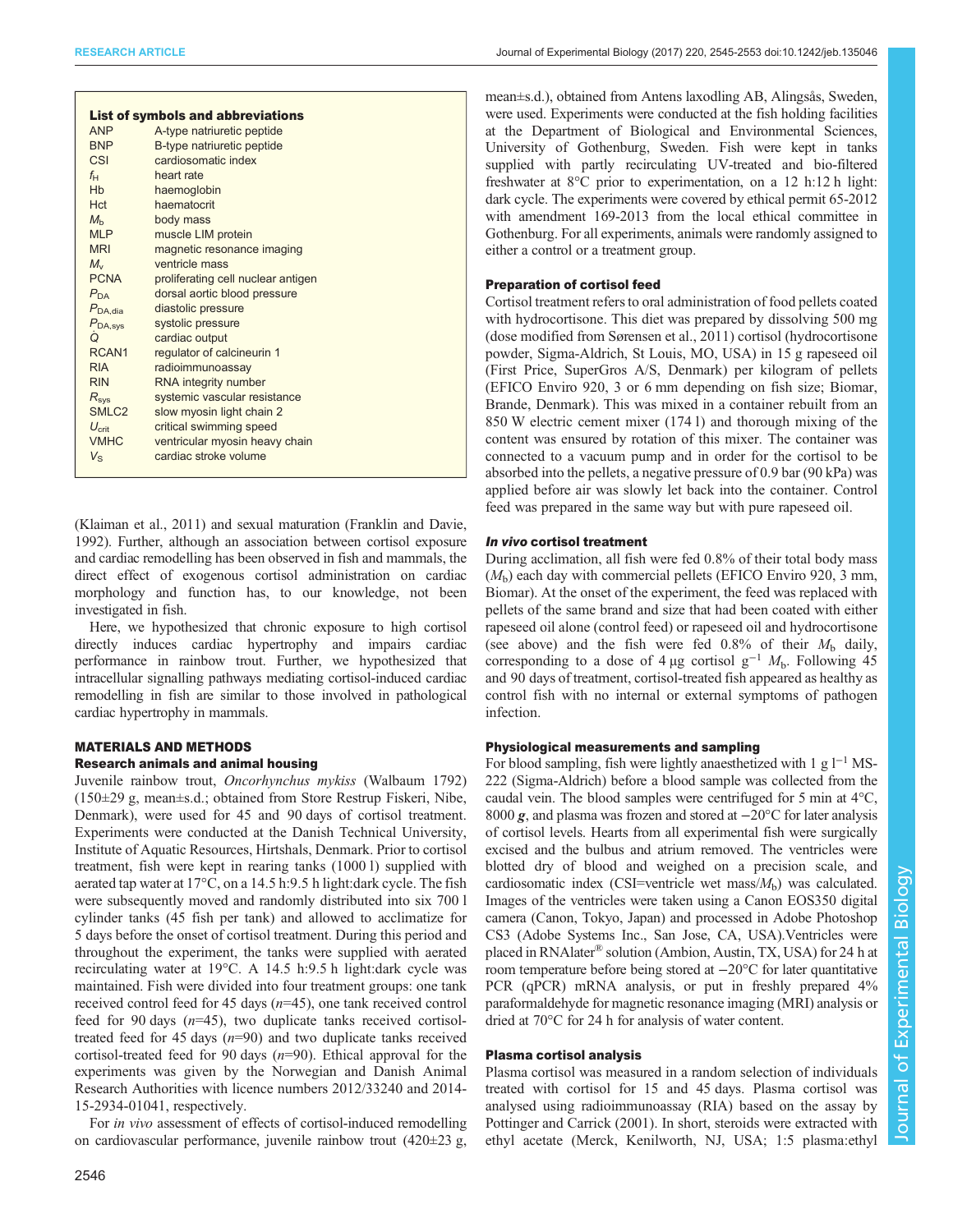**List of symbols and abbreviations**

| | |
|---|---|
| ANP | A-type natriuretic peptide |
| BNP | B-type natriuretic peptide |
| CSI | cardiosomatic index |
| $f_H$ | heart rate |
| Hb | haemoglobin |
| Hct | haematocrit |
| $M_b$ | body mass |
| MLP | muscle LIM protein |
| MRI | magnetic resonance imaging |
| $M_v$ | ventricle mass |
| PCNA | proliferating cell nuclear antigen |
| $P_{DA}$ | dorsal aortic blood pressure |
| $P_{DA,dia}$ | diastolic pressure |
| $P_{DA,sys}$ | systolic pressure |
| $\dot{Q}$ | cardiac output |
| RCAN1 | regulator of calcineurin 1 |
| RIA | radioimmunoassay |
| RIN | RNA integrity number |
| $R_{sys}$ | systemic vascular resistance |
| SMLC2 | slow myosin light chain 2 |
| $U_{crit}$ | critical swimming speed |
| VMHC | ventricular myosin heavy chain |
| $V_S$ | cardiac stroke volume |

(Klaiman et al., 2011) and sexual maturation (Franklin and Davie, 1992). Further, although an association between cortisol exposure and cardiac remodelling has been observed in fish and mammals, the direct effect of exogenous cortisol administration on cardiac morphology and function has, to our knowledge, not been investigated in fish.

Here, we hypothesized that chronic exposure to high cortisol directly induces cardiac hypertrophy and impairs cardiac performance in rainbow trout. Further, we hypothesized that intracellular signalling pathways mediating cortisol-induced cardiac remodelling in fish are similar to those involved in pathological cardiac hypertrophy in mammals.

## MATERIALS AND METHODS

### Research animals and animal housing

Juvenile rainbow trout, *Oncorhynchus mykiss* (Walbaum 1792) (150±29 g, mean±s.d.; obtained from Store Restrup Fiskeri, Nibe, Denmark), were used for 45 and 90 days of cortisol treatment. Experiments were conducted at the Danish Technical University, Institute of Aquatic Resources, Hirtshals, Denmark. Prior to cortisol treatment, fish were kept in rearing tanks (1000 l) supplied with aerated tap water at 17°C, on a 14.5 h:9.5 h light:dark cycle. The fish were subsequently moved and randomly distributed into six 700 l cylinder tanks (45 fish per tank) and allowed to acclimatize for 5 days before the onset of cortisol treatment. During this period and throughout the experiment, the tanks were supplied with aerated recirculating water at 19°C. A 14.5 h:9.5 h light:dark cycle was maintained. Fish were divided into four treatment groups: one tank received control feed for 45 days ($n$=45), one tank received control feed for 90 days ($n$=45), two duplicate tanks received cortisol-treated feed for 45 days ($n$=90) and two duplicate tanks received cortisol-treated feed for 90 days ($n$=90). Ethical approval for the experiments was given by the Norwegian and Danish Animal Research Authorities with licence numbers 2012/33240 and 2014-15-2934-01041, respectively.

For *in vivo* assessment of effects of cortisol-induced remodelling on cardiovascular performance, juvenile rainbow trout (420±23 g, mean±s.d.), obtained from Antens laxodling AB, Alingsås, Sweden, were used. Experiments were conducted at the fish holding facilities at the Department of Biological and Environmental Sciences, University of Gothenburg, Sweden. Fish were kept in tanks supplied with partly recirculating UV-treated and bio-filtered freshwater at 8°C prior to experimentation, on a 12 h:12 h light: dark cycle. The experiments were covered by ethical permit 65-2012 with amendment 169-2013 from the local ethical committee in Gothenburg. For all experiments, animals were randomly assigned to either a control or a treatment group.

### Preparation of cortisol feed

Cortisol treatment refers to oral administration of food pellets coated with hydrocortisone. This diet was prepared by dissolving 500 mg (dose modified from Sørensen et al., 2011) cortisol (hydrocortisone powder, Sigma-Aldrich, St Louis, MO, USA) in 15 g rapeseed oil (First Price, SuperGros A/S, Denmark) per kilogram of pellets (EFICO Enviro 920, 3 or 6 mm depending on fish size; Biomar, Brande, Denmark). This was mixed in a container rebuilt from an 850 W electric cement mixer (174 l) and thorough mixing of the content was ensured by rotation of this mixer. The container was connected to a vacuum pump and in order for the cortisol to be absorbed into the pellets, a negative pressure of 0.9 bar (90 kPa) was applied before air was slowly let back into the container. Control feed was prepared in the same way but with pure rapeseed oil.

### *In vivo* cortisol treatment

During acclimation, all fish were fed 0.8% of their total body mass ($M_b$) each day with commercial pellets (EFICO Enviro 920, 3 mm, Biomar). At the onset of the experiment, the feed was replaced with pellets of the same brand and size that had been coated with either rapeseed oil alone (control feed) or rapeseed oil and hydrocortisone (see above) and the fish were fed 0.8% of their $M_b$ daily, corresponding to a dose of 4 µg cortisol $g^{-1}$ $M_b$. Following 45 and 90 days of treatment, cortisol-treated fish appeared as healthy as control fish with no internal or external symptoms of pathogen infection.

### Physiological measurements and sampling

For blood sampling, fish were lightly anaesthetized with 1 g $l^{-1}$ MS-222 (Sigma-Aldrich) before a blood sample was collected from the caudal vein. The blood samples were centrifuged for 5 min at 4°C, 8000 ***g***, and plasma was frozen and stored at −20°C for later analysis of cortisol levels. Hearts from all experimental fish were surgically excised and the bulbus and atrium removed. The ventricles were blotted dry of blood and weighed on a precision scale, and cardiosomatic index (CSI=ventricle wet mass/$M_b$) was calculated. Images of the ventricles were taken using a Canon EOS350 digital camera (Canon, Tokyo, Japan) and processed in Adobe Photoshop CS3 (Adobe Systems Inc., San Jose, CA, USA).Ventricles were placed in RNAlater® solution (Ambion, Austin, TX, USA) for 24 h at room temperature before being stored at −20°C for later quantitative PCR (qPCR) mRNA analysis, or put in freshly prepared 4% paraformaldehyde for magnetic resonance imaging (MRI) analysis or dried at 70°C for 24 h for analysis of water content.

### Plasma cortisol analysis

Plasma cortisol was measured in a random selection of individuals treated with cortisol for 15 and 45 days. Plasma cortisol was analysed using radioimmunoassay (RIA) based on the assay by Pottinger and Carrick (2001). In short, steroids were extracted with ethyl acetate (Merck, Kenilworth, NJ, USA; 1:5 plasma:ethyl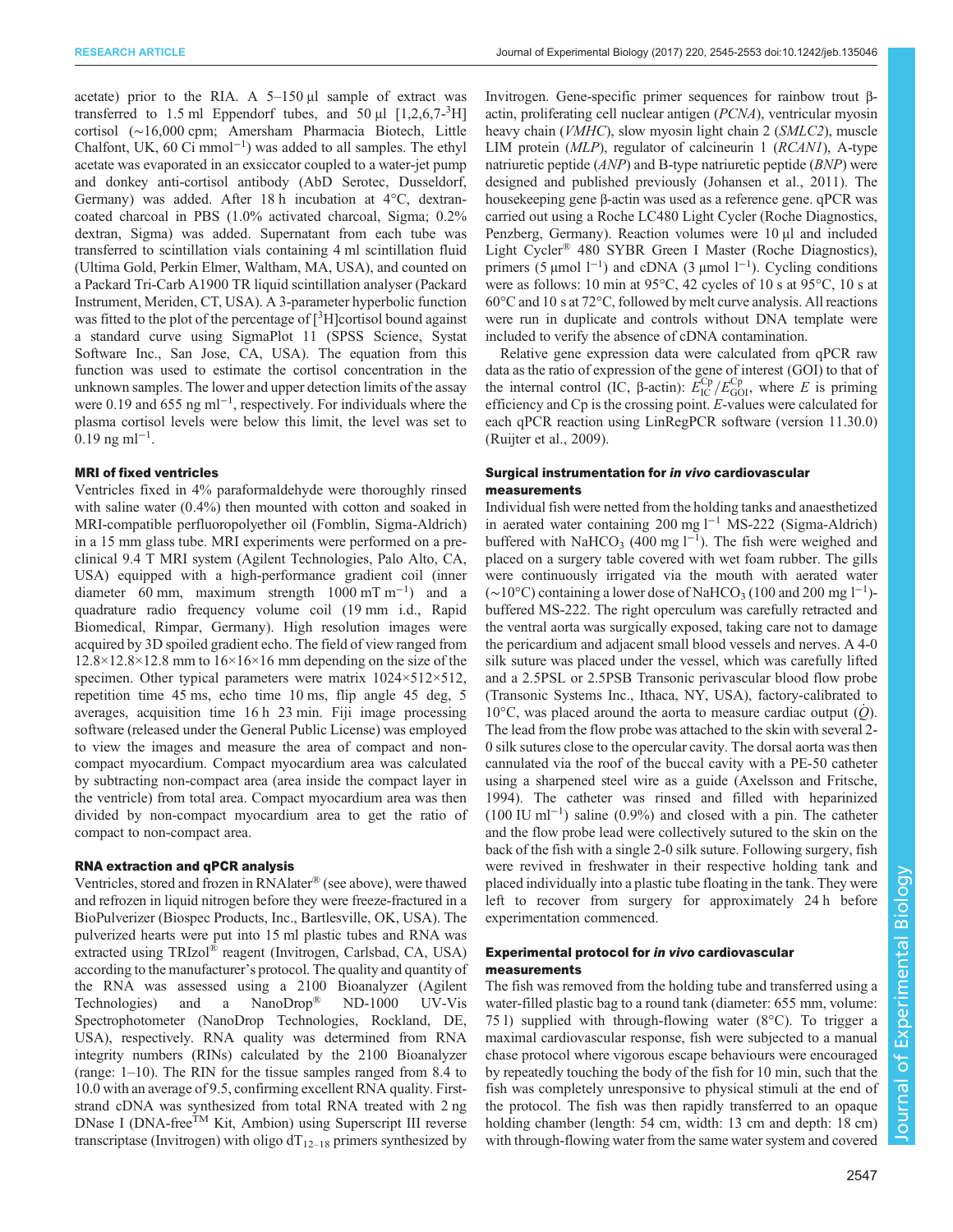acetate) prior to the RIA. A 5–150 µl sample of extract was transferred to 1.5 ml Eppendorf tubes, and 50 µl [1,2,6,7-$^3$H] cortisol (~16,000 cpm; Amersham Pharmacia Biotech, Little Chalfont, UK, 60 Ci mmol$^{-1}$) was added to all samples. The ethyl acetate was evaporated in an exsiccator coupled to a water-jet pump and donkey anti-cortisol antibody (AbD Serotec, Dusseldorf, Germany) was added. After 18 h incubation at 4°C, dextran-coated charcoal in PBS (1.0% activated charcoal, Sigma; 0.2% dextran, Sigma) was added. Supernatant from each tube was transferred to scintillation vials containing 4 ml scintillation fluid (Ultima Gold, Perkin Elmer, Waltham, MA, USA), and counted on a Packard Tri-Carb A1900 TR liquid scintillation analyser (Packard Instrument, Meriden, CT, USA). A 3-parameter hyperbolic function was fitted to the plot of the percentage of [$^3$H]cortisol bound against a standard curve using SigmaPlot 11 (SPSS Science, Systat Software Inc., San Jose, CA, USA). The equation from this function was used to estimate the cortisol concentration in the unknown samples. The lower and upper detection limits of the assay were 0.19 and 655 ng ml$^{-1}$, respectively. For individuals where the plasma cortisol levels were below this limit, the level was set to 0.19 ng ml$^{-1}$.

### MRI of fixed ventricles

Ventricles fixed in 4% paraformaldehyde were thoroughly rinsed with saline water (0.4%) then mounted with cotton and soaked in MRI-compatible perfluoropolyether oil (Fomblin, Sigma-Aldrich) in a 15 mm glass tube. MRI experiments were performed on a pre-clinical 9.4 T MRI system (Agilent Technologies, Palo Alto, CA, USA) equipped with a high-performance gradient coil (inner diameter 60 mm, maximum strength 1000 mT m$^{-1}$) and a quadrature radio frequency volume coil (19 mm i.d., Rapid Biomedical, Rimpar, Germany). High resolution images were acquired by 3D spoiled gradient echo. The field of view ranged from 12.8×12.8×12.8 mm to 16×16×16 mm depending on the size of the specimen. Other typical parameters were matrix 1024×512×512, repetition time 45 ms, echo time 10 ms, flip angle 45 deg, 5 averages, acquisition time 16 h 23 min. Fiji image processing software (released under the General Public License) was employed to view the images and measure the area of compact and non-compact myocardium. Compact myocardium area was calculated by subtracting non-compact area (area inside the compact layer in the ventricle) from total area. Compact myocardium area was then divided by non-compact myocardium area to get the ratio of compact to non-compact area.

### RNA extraction and qPCR analysis

Ventricles, stored and frozen in RNAlater® (see above), were thawed and refrozen in liquid nitrogen before they were freeze-fractured in a BioPulverizer (Biospec Products, Inc., Bartlesville, OK, USA). The pulverized hearts were put into 15 ml plastic tubes and RNA was extracted using TRIzol® reagent (Invitrogen, Carlsbad, CA, USA) according to the manufacturer's protocol. The quality and quantity of the RNA was assessed using a 2100 Bioanalyzer (Agilent Technologies) and a NanoDrop® ND-1000 UV-Vis Spectrophotometer (NanoDrop Technologies, Rockland, DE, USA), respectively. RNA quality was determined from RNA integrity numbers (RINs) calculated by the 2100 Bioanalyzer (range: 1–10). The RIN for the tissue samples ranged from 8.4 to 10.0 with an average of 9.5, confirming excellent RNA quality. First-strand cDNA was synthesized from total RNA treated with 2 ng DNase I (DNA-free™ Kit, Ambion) using Superscript III reverse transcriptase (Invitrogen) with oligo dT$_{12–18}$ primers synthesized by Invitrogen. Gene-specific primer sequences for rainbow trout β-actin, proliferating cell nuclear antigen (*PCNA*), ventricular myosin heavy chain (*VMHC*), slow myosin light chain 2 (*SMLC2*), muscle LIM protein (*MLP*), regulator of calcineurin 1 (*RCAN1*), A-type natriuretic peptide (*ANP*) and B-type natriuretic peptide (*BNP*) were designed and published previously (Johansen et al., 2011). The housekeeping gene β-actin was used as a reference gene. qPCR was carried out using a Roche LC480 Light Cycler (Roche Diagnostics, Penzberg, Germany). Reaction volumes were 10 µl and included Light Cycler® 480 SYBR Green I Master (Roche Diagnostics), primers (5 µmol l$^{-1}$) and cDNA (3 µmol l$^{-1}$). Cycling conditions were as follows: 10 min at 95°C, 42 cycles of 10 s at 95°C, 10 s at 60°C and 10 s at 72°C, followed by melt curve analysis. All reactions were run in duplicate and controls without DNA template were included to verify the absence of cDNA contamination.

Relative gene expression data were calculated from qPCR raw data as the ratio of expression of the gene of interest (GOI) to that of the internal control (IC, β-actin): $E_{\mathrm{IC}}^{\mathrm{Cp}}/E_{\mathrm{GOI}}^{\mathrm{Cp}}$, where $E$ is priming efficiency and Cp is the crossing point. $E$-values were calculated for each qPCR reaction using LinRegPCR software (version 11.30.0) (Ruijter et al., 2009).

### Surgical instrumentation for *in vivo* cardiovascular measurements

Individual fish were netted from the holding tanks and anaesthetized in aerated water containing 200 mg l$^{-1}$ MS-222 (Sigma-Aldrich) buffered with $NaHCO_3$ (400 mg l$^{-1}$). The fish were weighed and placed on a surgery table covered with wet foam rubber. The gills were continuously irrigated via the mouth with aerated water (~10°C) containing a lower dose of $NaHCO_3$ (100 and 200 mg l$^{-1}$)-buffered MS-222. The right operculum was carefully retracted and the ventral aorta was surgically exposed, taking care not to damage the pericardium and adjacent small blood vessels and nerves. A 4-0 silk suture was placed under the vessel, which was carefully lifted and a 2.5PSL or 2.5PSB Transonic perivascular blood flow probe (Transonic Systems Inc., Ithaca, NY, USA), factory-calibrated to 10°C, was placed around the aorta to measure cardiac output ($\dot{Q}$). The lead from the flow probe was attached to the skin with several 2-0 silk sutures close to the opercular cavity. The dorsal aorta was then cannulated via the roof of the buccal cavity with a PE-50 catheter using a sharpened steel wire as a guide (Axelsson and Fritsche, 1994). The catheter was rinsed and filled with heparinized (100 IU ml$^{-1}$) saline (0.9%) and closed with a pin. The catheter and the flow probe lead were collectively sutured to the skin on the back of the fish with a single 2-0 silk suture. Following surgery, fish were revived in freshwater in their respective holding tank and placed individually into a plastic tube floating in the tank. They were left to recover from surgery for approximately 24 h before experimentation commenced.

### Experimental protocol for *in vivo* cardiovascular measurements

The fish was removed from the holding tube and transferred using a water-filled plastic bag to a round tank (diameter: 655 mm, volume: 75 l) supplied with through-flowing water (8°C). To trigger a maximal cardiovascular response, fish were subjected to a manual chase protocol where vigorous escape behaviours were encouraged by repeatedly touching the body of the fish for 10 min, such that the fish was completely unresponsive to physical stimuli at the end of the protocol. The fish was then rapidly transferred to an opaque holding chamber (length: 54 cm, width: 13 cm and depth: 18 cm) with through-flowing water from the same water system and covered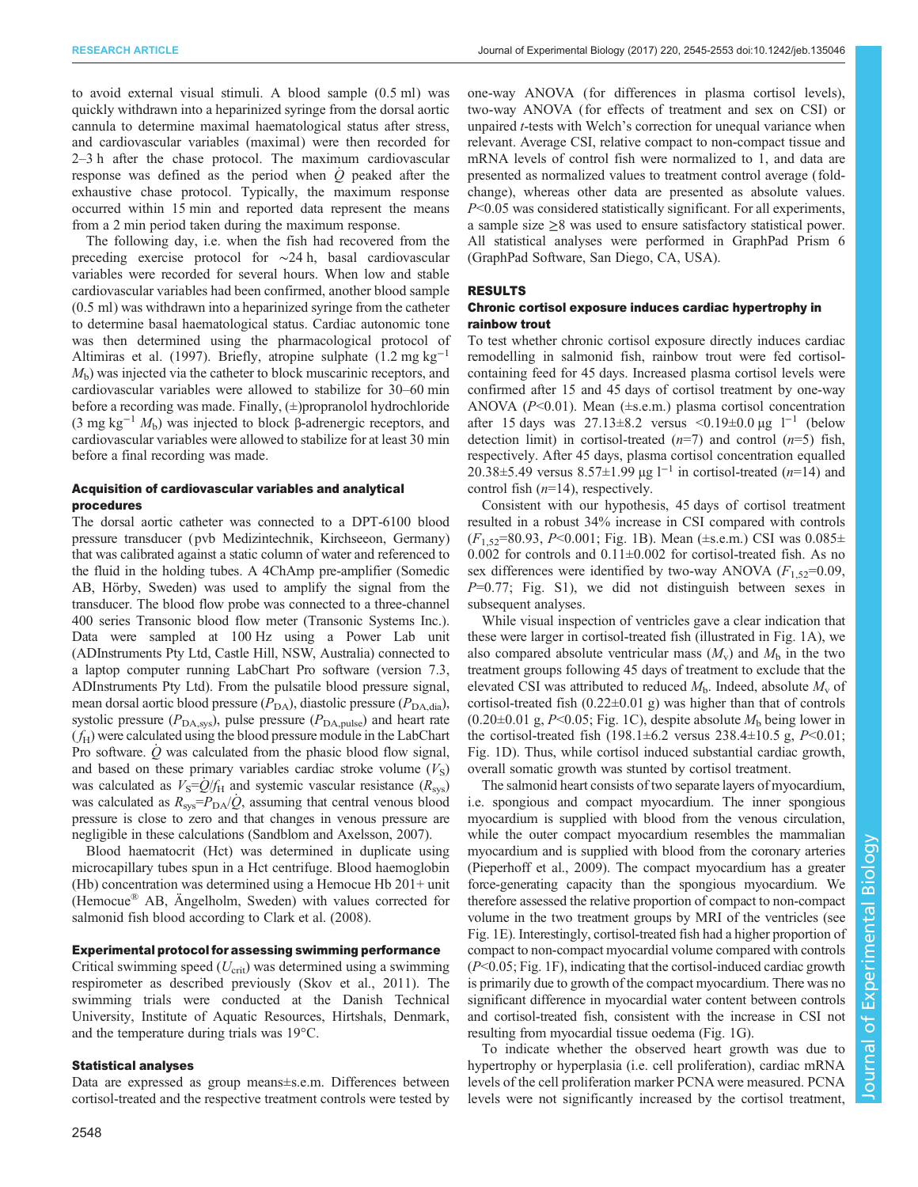to avoid external visual stimuli. A blood sample (0.5 ml) was quickly withdrawn into a heparinized syringe from the dorsal aortic cannula to determine maximal haematological status after stress, and cardiovascular variables (maximal) were then recorded for 2–3 h after the chase protocol. The maximum cardiovascular response was defined as the period when $\dot{Q}$ peaked after the exhaustive chase protocol. Typically, the maximum response occurred within 15 min and reported data represent the means from a 2 min period taken during the maximum response.

The following day, i.e. when the fish had recovered from the preceding exercise protocol for ∼24 h, basal cardiovascular variables were recorded for several hours. When low and stable cardiovascular variables had been confirmed, another blood sample (0.5 ml) was withdrawn into a heparinized syringe from the catheter to determine basal haematological status. Cardiac autonomic tone was then determined using the pharmacological protocol of Altimiras et al. (1997). Briefly, atropine sulphate (1.2 mg $kg^{-1}$ $M_b$) was injected via the catheter to block muscarinic receptors, and cardiovascular variables were allowed to stabilize for 30–60 min before a recording was made. Finally, (±)propranolol hydrochloride (3 mg $kg^{-1}$ $M_b$) was injected to block β-adrenergic receptors, and cardiovascular variables were allowed to stabilize for at least 30 min before a final recording was made.

### Acquisition of cardiovascular variables and analytical procedures

The dorsal aortic catheter was connected to a DPT-6100 blood pressure transducer (pvb Medizintechnik, Kirchseeon, Germany) that was calibrated against a static column of water and referenced to the fluid in the holding tubes. A 4ChAmp pre-amplifier (Somedic AB, Hörby, Sweden) was used to amplify the signal from the transducer. The blood flow probe was connected to a three-channel 400 series Transonic blood flow meter (Transonic Systems Inc.). Data were sampled at 100 Hz using a Power Lab unit (ADInstruments Pty Ltd, Castle Hill, NSW, Australia) connected to a laptop computer running LabChart Pro software (version 7.3, ADInstruments Pty Ltd). From the pulsatile blood pressure signal, mean dorsal aortic blood pressure ($P_{DA}$), diastolic pressure ($P_{DA,dia}$), systolic pressure ($P_{DA,sys}$), pulse pressure ($P_{DA,pulse}$) and heart rate ($f_H$) were calculated using the blood pressure module in the LabChart Pro software. $\dot{Q}$ was calculated from the phasic blood flow signal, and based on these primary variables cardiac stroke volume ($V_S$) was calculated as $V_S=\dot{Q}/f_H$ and systemic vascular resistance ($R_{sys}$) was calculated as $R_{sys}=P_{DA}/\dot{Q}$, assuming that central venous blood pressure is close to zero and that changes in venous pressure are negligible in these calculations (Sandblom and Axelsson, 2007).

Blood haematocrit (Hct) was determined in duplicate using microcapillary tubes spun in a Hct centrifuge. Blood haemoglobin (Hb) concentration was determined using a Hemocue Hb 201+ unit (Hemocue® AB, Ängelholm, Sweden) with values corrected for salmonid fish blood according to Clark et al. (2008).

### Experimental protocol for assessing swimming performance

Critical swimming speed ($U_{crit}$) was determined using a swimming respirometer as described previously (Skov et al., 2011). The swimming trials were conducted at the Danish Technical University, Institute of Aquatic Resources, Hirtshals, Denmark, and the temperature during trials was 19°C.

### Statistical analyses

Data are expressed as group means±s.e.m. Differences between cortisol-treated and the respective treatment controls were tested by one-way ANOVA (for differences in plasma cortisol levels), two-way ANOVA (for effects of treatment and sex on CSI) or unpaired *t*-tests with Welch's correction for unequal variance when relevant. Average CSI, relative compact to non-compact tissue and mRNA levels of control fish were normalized to 1, and data are presented as normalized values to treatment control average (fold-change), whereas other data are presented as absolute values. $P<0.05$ was considered statistically significant. For all experiments, a sample size ≥8 was used to ensure satisfactory statistical power. All statistical analyses were performed in GraphPad Prism 6 (GraphPad Software, San Diego, CA, USA).

## RESULTS

### Chronic cortisol exposure induces cardiac hypertrophy in rainbow trout

To test whether chronic cortisol exposure directly induces cardiac remodelling in salmonid fish, rainbow trout were fed cortisol-containing feed for 45 days. Increased plasma cortisol levels were confirmed after 15 and 45 days of cortisol treatment by one-way ANOVA ($P<0.01$). Mean (±s.e.m.) plasma cortisol concentration after 15 days was 27.13±8.2 versus <0.19±0.0 μg $l^{-1}$ (below detection limit) in cortisol-treated ($n$=7) and control ($n$=5) fish, respectively. After 45 days, plasma cortisol concentration equalled 20.38±5.49 versus 8.57±1.99 μg $l^{-1}$ in cortisol-treated ($n$=14) and control fish ($n$=14), respectively.

Consistent with our hypothesis, 45 days of cortisol treatment resulted in a robust 34% increase in CSI compared with controls ($F_{1,52}$=80.93, $P<0.001$; Fig. 1B). Mean (±s.e.m.) CSI was 0.085±0.002 for controls and 0.11±0.002 for cortisol-treated fish. As no sex differences were identified by two-way ANOVA ($F_{1,52}$=0.09, $P$=0.77; Fig. S1), we did not distinguish between sexes in subsequent analyses.

While visual inspection of ventricles gave a clear indication that these were larger in cortisol-treated fish (illustrated in Fig. 1A), we also compared absolute ventricular mass ($M_v$) and $M_b$ in the two treatment groups following 45 days of treatment to exclude that the elevated CSI was attributed to reduced $M_b$. Indeed, absolute $M_v$ of cortisol-treated fish (0.22±0.01 g) was higher than that of controls (0.20±0.01 g, $P<0.05$; Fig. 1C), despite absolute $M_b$ being lower in the cortisol-treated fish (198.1±6.2 versus 238.4±10.5 g, $P<0.01$; Fig. 1D). Thus, while cortisol induced substantial cardiac growth, overall somatic growth was stunted by cortisol treatment.

The salmonid heart consists of two separate layers of myocardium, i.e. spongious and compact myocardium. The inner spongious myocardium is supplied with blood from the venous circulation, while the outer compact myocardium resembles the mammalian myocardium and is supplied with blood from the coronary arteries (Pieperhoff et al., 2009). The compact myocardium has a greater force-generating capacity than the spongious myocardium. We therefore assessed the relative proportion of compact to non-compact volume in the two treatment groups by MRI of the ventricles (see Fig. 1E). Interestingly, cortisol-treated fish had a higher proportion of compact to non-compact myocardial volume compared with controls ($P<0.05$; Fig. 1F), indicating that the cortisol-induced cardiac growth is primarily due to growth of the compact myocardium. There was no significant difference in myocardial water content between controls and cortisol-treated fish, consistent with the increase in CSI not resulting from myocardial tissue oedema (Fig. 1G).

To indicate whether the observed heart growth was due to hypertrophy or hyperplasia (i.e. cell proliferation), cardiac mRNA levels of the cell proliferation marker PCNA were measured. PCNA levels were not significantly increased by the cortisol treatment,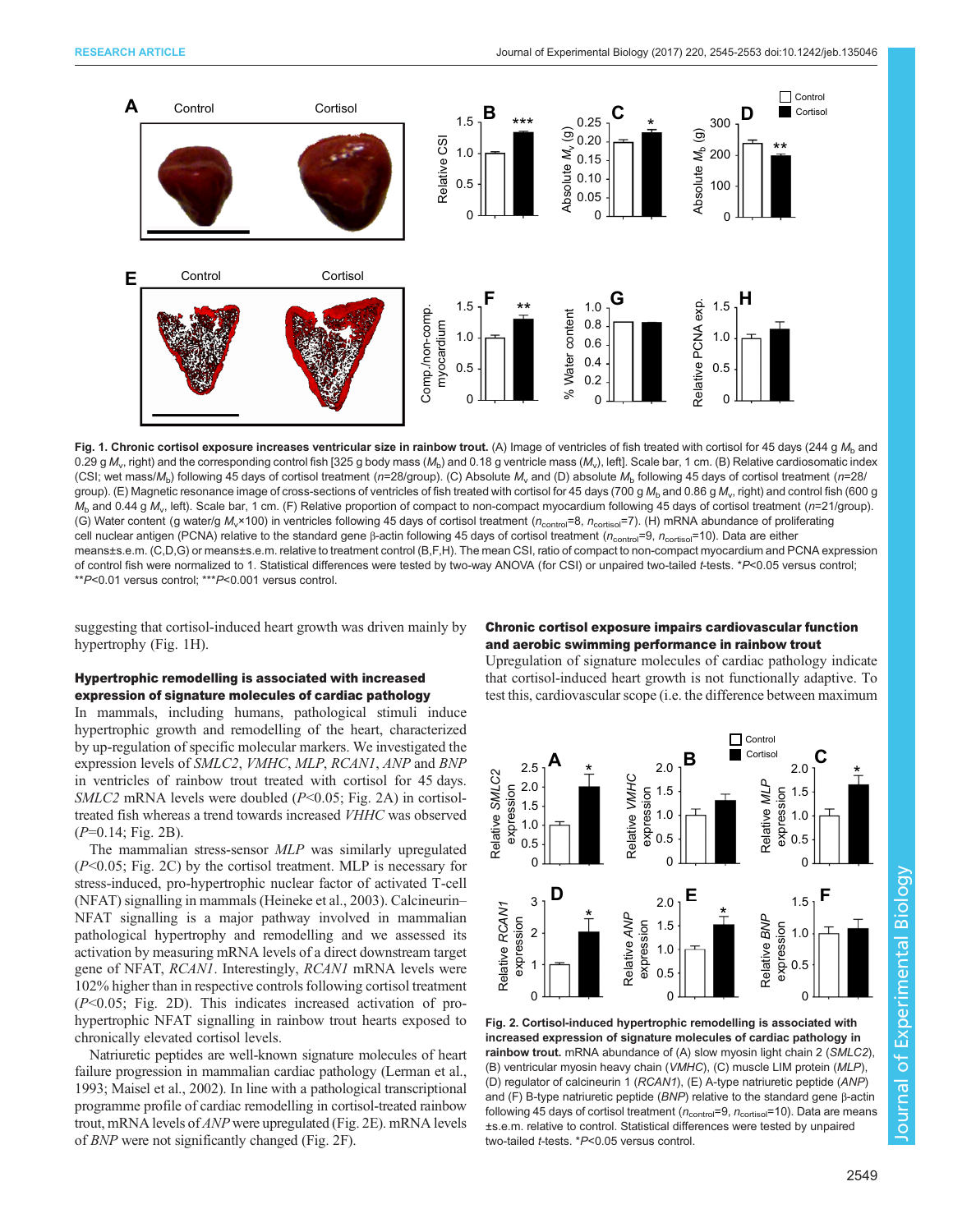**Fig. 1. Chronic cortisol exposure increases ventricular size in rainbow trout.** (A) Image of ventricles of fish treated with cortisol for 45 days (244 g $M_b$ and 0.29 g $M_v$, right) and the corresponding control fish [325 g body mass ($M_b$) and 0.18 g ventricle mass ($M_v$), left]. Scale bar, 1 cm. (B) Relative cardiosomatic index (CSI; wet mass/$M_b$) following 45 days of cortisol treatment ($n$=28/group). (C) Absolute $M_v$ and (D) absolute $M_b$ following 45 days of cortisol treatment ($n$=28/group). (E) Magnetic resonance image of cross-sections of ventricles of fish treated with cortisol for 45 days (700 g $M_b$ and 0.86 g $M_v$, right) and control fish (600 g $M_b$ and 0.44 g $M_v$, left). Scale bar, 1 cm. (F) Relative proportion of compact to non-compact myocardium following 45 days of cortisol treatment ($n$=21/group). (G) Water content (g water/g $M_v$×100) in ventricles following 45 days of cortisol treatment ($n_{control}$=8, $n_{cortisol}$=7). (H) mRNA abundance of proliferating cell nuclear antigen (PCNA) relative to the standard gene β-actin following 45 days of cortisol treatment ($n_{control}$=9, $n_{cortisol}$=10). Data are either means±s.e.m. (C,D,G) or means±s.e.m. relative to treatment control (B,F,H). The mean CSI, ratio of compact to non-compact myocardium and PCNA expression of control fish were normalized to 1. Statistical differences were tested by two-way ANOVA (for CSI) or unpaired two-tailed *t*-tests. \*$P$<0.05 versus control; \*\*$P$<0.01 versus control; \*\*\*$P$<0.001 versus control.

suggesting that cortisol-induced heart growth was driven mainly by hypertrophy (Fig. 1H).

### Hypertrophic remodelling is associated with increased expression of signature molecules of cardiac pathology

In mammals, including humans, pathological stimuli induce hypertrophic growth and remodelling of the heart, characterized by up-regulation of specific molecular markers. We investigated the expression levels of *SMLC2*, *VMHC*, *MLP*, *RCAN1*, *ANP* and *BNP* in ventricles of rainbow trout treated with cortisol for 45 days. *SMLC2* mRNA levels were doubled ($P$<0.05; Fig. 2A) in cortisol-treated fish whereas a trend towards increased *VHHC* was observed ($P$=0.14; Fig. 2B).

The mammalian stress-sensor *MLP* was similarly upregulated ($P$<0.05; Fig. 2C) by the cortisol treatment. MLP is necessary for stress-induced, pro-hypertrophic nuclear factor of activated T-cell (NFAT) signalling in mammals (Heineke et al., 2003). Calcineurin–NFAT signalling is a major pathway involved in mammalian pathological hypertrophy and remodelling and we assessed its activation by measuring mRNA levels of a direct downstream target gene of NFAT, *RCAN1*. Interestingly, *RCAN1* mRNA levels were 102% higher than in respective controls following cortisol treatment ($P$<0.05; Fig. 2D). This indicates increased activation of pro-hypertrophic NFAT signalling in rainbow trout hearts exposed to chronically elevated cortisol levels.

Natriuretic peptides are well-known signature molecules of heart failure progression in mammalian cardiac pathology (Lerman et al., 1993; Maisel et al., 2002). In line with a pathological transcriptional programme profile of cardiac remodelling in cortisol-treated rainbow trout, mRNA levels of *ANP* were upregulated (Fig. 2E). mRNA levels of *BNP* were not significantly changed (Fig. 2F).

### Chronic cortisol exposure impairs cardiovascular function and aerobic swimming performance in rainbow trout

Upregulation of signature molecules of cardiac pathology indicate that cortisol-induced heart growth is not functionally adaptive. To test this, cardiovascular scope (i.e. the difference between maximum

**Fig. 2. Cortisol-induced hypertrophic remodelling is associated with increased expression of signature molecules of cardiac pathology in rainbow trout.** mRNA abundance of (A) slow myosin light chain 2 (*SMLC2*), (B) ventricular myosin heavy chain (*VMHC*), (C) muscle LIM protein (*MLP*), (D) regulator of calcineurin 1 (*RCAN1*), (E) A-type natriuretic peptide (*ANP*) and (F) B-type natriuretic peptide (*BNP*) relative to the standard gene β-actin following 45 days of cortisol treatment ($n_{control}$=9, $n_{cortisol}$=10). Data are means ±s.e.m. relative to control. Statistical differences were tested by unpaired two-tailed *t*-tests. \*$P$<0.05 versus control.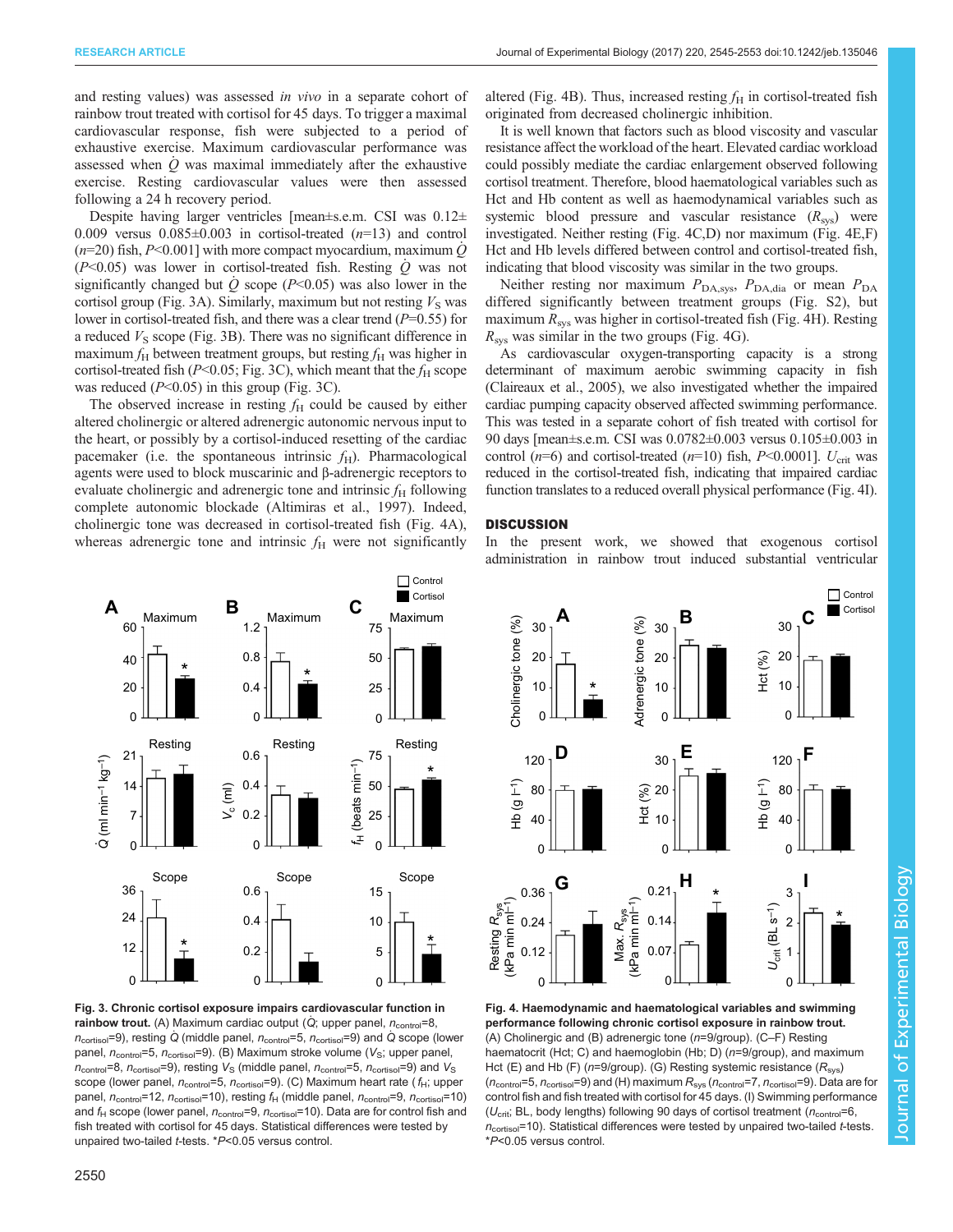and resting values) was assessed *in vivo* in a separate cohort of rainbow trout treated with cortisol for 45 days. To trigger a maximal cardiovascular response, fish were subjected to a period of exhaustive exercise. Maximum cardiovascular performance was assessed when $\dot{Q}$ was maximal immediately after the exhaustive exercise. Resting cardiovascular values were then assessed following a 24 h recovery period.

Despite having larger ventricles [mean±s.e.m. CSI was 0.12±0.009 versus 0.085±0.003 in cortisol-treated ($n$=13) and control ($n$=20) fish, $P$<0.001] with more compact myocardium, maximum $\dot{Q}$ ($P$<0.05) was lower in cortisol-treated fish. Resting $\dot{Q}$ was not significantly changed but $\dot{Q}$ scope ($P$<0.05) was also lower in the cortisol group (Fig. 3A). Similarly, maximum but not resting $V_S$ was lower in cortisol-treated fish, and there was a clear trend ($P$=0.55) for a reduced $V_S$ scope (Fig. 3B). There was no significant difference in maximum $f_H$ between treatment groups, but resting $f_H$ was higher in cortisol-treated fish ($P$<0.05; Fig. 3C), which meant that the $f_H$ scope was reduced ($P$<0.05) in this group (Fig. 3C).

The observed increase in resting $f_H$ could be caused by either altered cholinergic or altered adrenergic autonomic nervous input to the heart, or possibly by a cortisol-induced resetting of the cardiac pacemaker (i.e. the spontaneous intrinsic $f_H$). Pharmacological agents were used to block muscarinic and β-adrenergic receptors to evaluate cholinergic and adrenergic tone and intrinsic $f_H$ following complete autonomic blockade (Altimiras et al., 1997). Indeed, cholinergic tone was decreased in cortisol-treated fish (Fig. 4A), whereas adrenergic tone and intrinsic $f_H$ were not significantly altered (Fig. 4B). Thus, increased resting $f_H$ in cortisol-treated fish originated from decreased cholinergic inhibition.

It is well known that factors such as blood viscosity and vascular resistance affect the workload of the heart. Elevated cardiac workload could possibly mediate the cardiac enlargement observed following cortisol treatment. Therefore, blood haematological variables such as Hct and Hb content as well as haemodynamical variables such as systemic blood pressure and vascular resistance ($R_{sys}$) were investigated. Neither resting (Fig. 4C,D) nor maximum (Fig. 4E,F) Hct and Hb levels differed between control and cortisol-treated fish, indicating that blood viscosity was similar in the two groups.

Neither resting nor maximum $P_{DA,sys}$, $P_{DA,dia}$ or mean $P_{DA}$ differed significantly between treatment groups (Fig. S2), but maximum $R_{sys}$ was higher in cortisol-treated fish (Fig. 4H). Resting $R_{sys}$ was similar in the two groups (Fig. 4G).

As cardiovascular oxygen-transporting capacity is a strong determinant of maximum aerobic swimming capacity in fish (Claireaux et al., 2005), we also investigated whether the impaired cardiac pumping capacity observed affected swimming performance. This was tested in a separate cohort of fish treated with cortisol for 90 days [mean±s.e.m. CSI was 0.0782±0.003 versus 0.105±0.003 in control ($n$=6) and cortisol-treated ($n$=10) fish, $P$<0.0001]. $U_{crit}$ was reduced in the cortisol-treated fish, indicating that impaired cardiac function translates to a reduced overall physical performance (Fig. 4I).

## DISCUSSION

In the present work, we showed that exogenous cortisol administration in rainbow trout induced substantial ventricular

**Fig. 3. Chronic cortisol exposure impairs cardiovascular function in rainbow trout.** (A) Maximum cardiac output ($\dot{Q}$; upper panel, $n_{control}$=8, $n_{cortisol}$=9), resting $\dot{Q}$ (middle panel, $n_{control}$=5, $n_{cortisol}$=9) and $\dot{Q}$ scope (lower panel, $n_{control}$=5, $n_{cortisol}$=9). (B) Maximum stroke volume ($V_S$; upper panel, $n_{control}$=8, $n_{cortisol}$=9), resting $V_S$ (middle panel, $n_{control}$=5, $n_{cortisol}$=9) and $V_S$ scope (lower panel, $n_{control}$=5, $n_{cortisol}$=9). (C) Maximum heart rate ($f_H$; upper panel, $n_{control}$=12, $n_{cortisol}$=10), resting $f_H$ (middle panel, $n_{control}$=9, $n_{cortisol}$=10) and $f_H$ scope (lower panel, $n_{control}$=9, $n_{cortisol}$=10). Data are for control fish and fish treated with cortisol for 45 days. Statistical differences were tested by unpaired two-tailed $t$-tests. *$P$<0.05 versus control.

**Fig. 4. Haemodynamic and haematological variables and swimming performance following chronic cortisol exposure in rainbow trout.** (A) Cholinergic and (B) adrenergic tone ($n$=9/group). (C–F) Resting haematocrit (Hct; C) and haemoglobin (Hb; D) ($n$=9/group), and maximum Hct (E) and Hb (F) ($n$=9/group). (G) Resting systemic resistance ($R_{sys}$) ($n_{control}$=5, $n_{cortisol}$=9) and (H) maximum $R_{sys}$ ($n_{control}$=7, $n_{cortisol}$=9). Data are for control fish and fish treated with cortisol for 45 days. (I) Swimming performance ($U_{crit}$; BL, body lengths) following 90 days of cortisol treatment ($n_{control}$=6, $n_{cortisol}$=10). Statistical differences were tested by unpaired two-tailed $t$-tests. *$P$<0.05 versus control.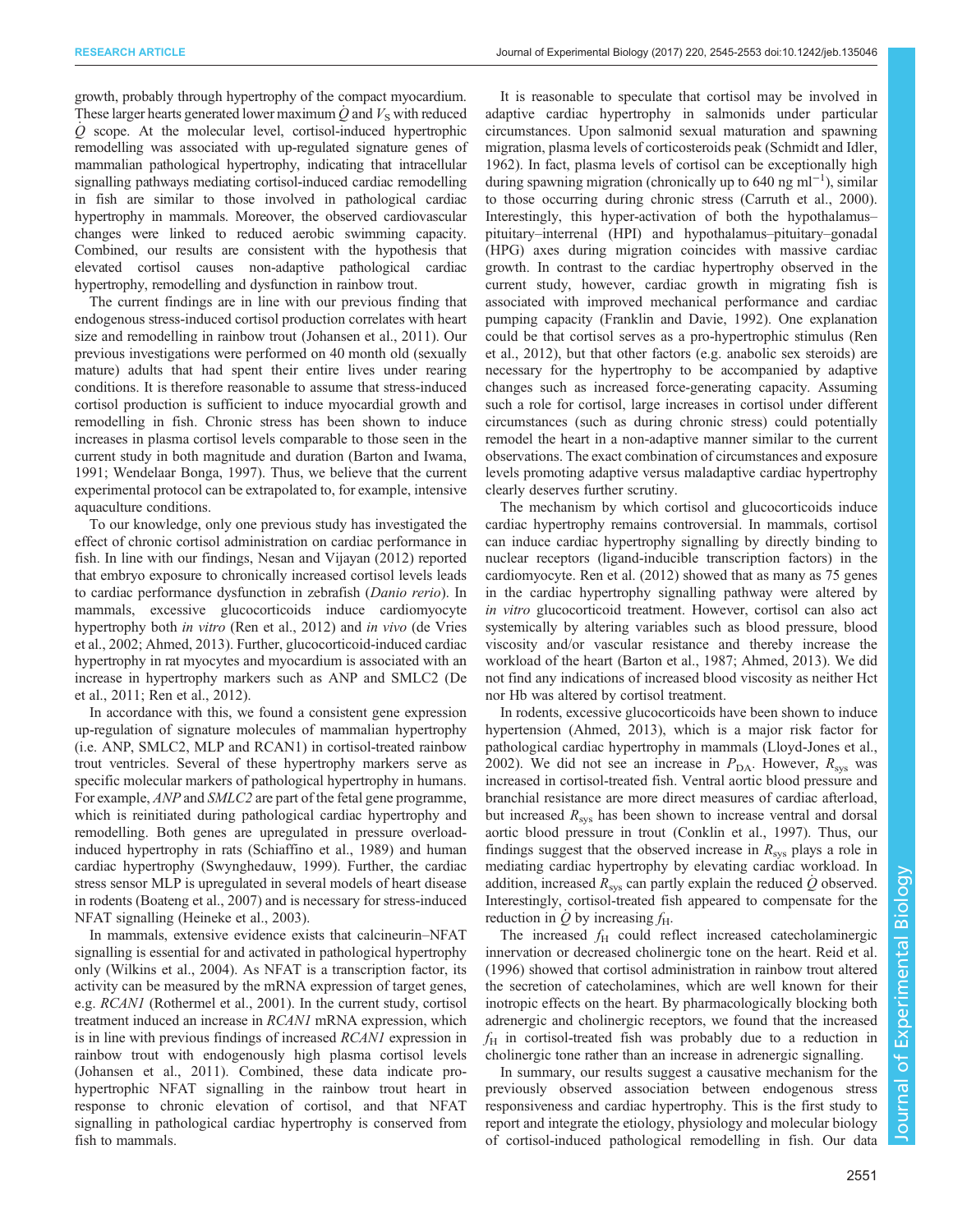growth, probably through hypertrophy of the compact myocardium. These larger hearts generated lower maximum $\dot{Q}$ and $V_S$ with reduced $\dot{Q}$ scope. At the molecular level, cortisol-induced hypertrophic remodelling was associated with up-regulated signature genes of mammalian pathological hypertrophy, indicating that intracellular signalling pathways mediating cortisol-induced cardiac remodelling in fish are similar to those involved in pathological cardiac hypertrophy in mammals. Moreover, the observed cardiovascular changes were linked to reduced aerobic swimming capacity. Combined, our results are consistent with the hypothesis that elevated cortisol causes non-adaptive pathological cardiac hypertrophy, remodelling and dysfunction in rainbow trout.

The current findings are in line with our previous finding that endogenous stress-induced cortisol production correlates with heart size and remodelling in rainbow trout (Johansen et al., 2011). Our previous investigations were performed on 40 month old (sexually mature) adults that had spent their entire lives under rearing conditions. It is therefore reasonable to assume that stress-induced cortisol production is sufficient to induce myocardial growth and remodelling in fish. Chronic stress has been shown to induce increases in plasma cortisol levels comparable to those seen in the current study in both magnitude and duration (Barton and Iwama, 1991; Wendelaar Bonga, 1997). Thus, we believe that the current experimental protocol can be extrapolated to, for example, intensive aquaculture conditions.

To our knowledge, only one previous study has investigated the effect of chronic cortisol administration on cardiac performance in fish. In line with our findings, Nesan and Vijayan (2012) reported that embryo exposure to chronically increased cortisol levels leads to cardiac performance dysfunction in zebrafish (*Danio rerio*). In mammals, excessive glucocorticoids induce cardiomyocyte hypertrophy both *in vitro* (Ren et al., 2012) and *in vivo* (de Vries et al., 2002; Ahmed, 2013). Further, glucocorticoid-induced cardiac hypertrophy in rat myocytes and myocardium is associated with an increase in hypertrophy markers such as ANP and SMLC2 (De et al., 2011; Ren et al., 2012).

In accordance with this, we found a consistent gene expression up-regulation of signature molecules of mammalian hypertrophy (i.e. ANP, SMLC2, MLP and RCAN1) in cortisol-treated rainbow trout ventricles. Several of these hypertrophy markers serve as specific molecular markers of pathological hypertrophy in humans. For example, *ANP* and *SMLC2* are part of the fetal gene programme, which is reinitiated during pathological cardiac hypertrophy and remodelling. Both genes are upregulated in pressure overload-induced hypertrophy in rats (Schiaffino et al., 1989) and human cardiac hypertrophy (Swynghedauw, 1999). Further, the cardiac stress sensor MLP is upregulated in several models of heart disease in rodents (Boateng et al., 2007) and is necessary for stress-induced NFAT signalling (Heineke et al., 2003).

In mammals, extensive evidence exists that calcineurin–NFAT signalling is essential for and activated in pathological hypertrophy only (Wilkins et al., 2004). As NFAT is a transcription factor, its activity can be measured by the mRNA expression of target genes, e.g. *RCAN1* (Rothermel et al., 2001). In the current study, cortisol treatment induced an increase in *RCAN1* mRNA expression, which is in line with previous findings of increased *RCAN1* expression in rainbow trout with endogenously high plasma cortisol levels (Johansen et al., 2011). Combined, these data indicate pro-hypertrophic NFAT signalling in the rainbow trout heart in response to chronic elevation of cortisol, and that NFAT signalling in pathological cardiac hypertrophy is conserved from fish to mammals.

It is reasonable to speculate that cortisol may be involved in adaptive cardiac hypertrophy in salmonids under particular circumstances. Upon salmonid sexual maturation and spawning migration, plasma levels of corticosteroids peak (Schmidt and Idler, 1962). In fact, plasma levels of cortisol can be exceptionally high during spawning migration (chronically up to 640 ng ml$^{-1}$), similar to those occurring during chronic stress (Carruth et al., 2000). Interestingly, this hyper-activation of both the hypothalamus–pituitary–interrenal (HPI) and hypothalamus–pituitary–gonadal (HPG) axes during migration coincides with massive cardiac growth. In contrast to the cardiac hypertrophy observed in the current study, however, cardiac growth in migrating fish is associated with improved mechanical performance and cardiac pumping capacity (Franklin and Davie, 1992). One explanation could be that cortisol serves as a pro-hypertrophic stimulus (Ren et al., 2012), but that other factors (e.g. anabolic sex steroids) are necessary for the hypertrophy to be accompanied by adaptive changes such as increased force-generating capacity. Assuming such a role for cortisol, large increases in cortisol under different circumstances (such as during chronic stress) could potentially remodel the heart in a non-adaptive manner similar to the current observations. The exact combination of circumstances and exposure levels promoting adaptive versus maladaptive cardiac hypertrophy clearly deserves further scrutiny.

The mechanism by which cortisol and glucocorticoids induce cardiac hypertrophy remains controversial. In mammals, cortisol can induce cardiac hypertrophy signalling by directly binding to nuclear receptors (ligand-inducible transcription factors) in the cardiomyocyte. Ren et al. (2012) showed that as many as 75 genes in the cardiac hypertrophy signalling pathway were altered by *in vitro* glucocorticoid treatment. However, cortisol can also act systemically by altering variables such as blood pressure, blood viscosity and/or vascular resistance and thereby increase the workload of the heart (Barton et al., 1987; Ahmed, 2013). We did not find any indications of increased blood viscosity as neither Hct nor Hb was altered by cortisol treatment.

In rodents, excessive glucocorticoids have been shown to induce hypertension (Ahmed, 2013), which is a major risk factor for pathological cardiac hypertrophy in mammals (Lloyd-Jones et al., 2002). We did not see an increase in $P_{DA}$. However, $R_{sys}$ was increased in cortisol-treated fish. Ventral aortic blood pressure and branchial resistance are more direct measures of cardiac afterload, but increased $R_{sys}$ has been shown to increase ventral and dorsal aortic blood pressure in trout (Conklin et al., 1997). Thus, our findings suggest that the observed increase in $R_{sys}$ plays a role in mediating cardiac hypertrophy by elevating cardiac workload. In addition, increased $R_{sys}$ can partly explain the reduced $\dot{Q}$ observed. Interestingly, cortisol-treated fish appeared to compensate for the reduction in $\dot{Q}$ by increasing $f_H$.

The increased $f_H$ could reflect increased catecholaminergic innervation or decreased cholinergic tone on the heart. Reid et al. (1996) showed that cortisol administration in rainbow trout altered the secretion of catecholamines, which are well known for their inotropic effects on the heart. By pharmacologically blocking both adrenergic and cholinergic receptors, we found that the increased $f_H$ in cortisol-treated fish was probably due to a reduction in cholinergic tone rather than an increase in adrenergic signalling.

In summary, our results suggest a causative mechanism for the previously observed association between endogenous stress responsiveness and cardiac hypertrophy. This is the first study to report and integrate the etiology, physiology and molecular biology of cortisol-induced pathological remodelling in fish. Our data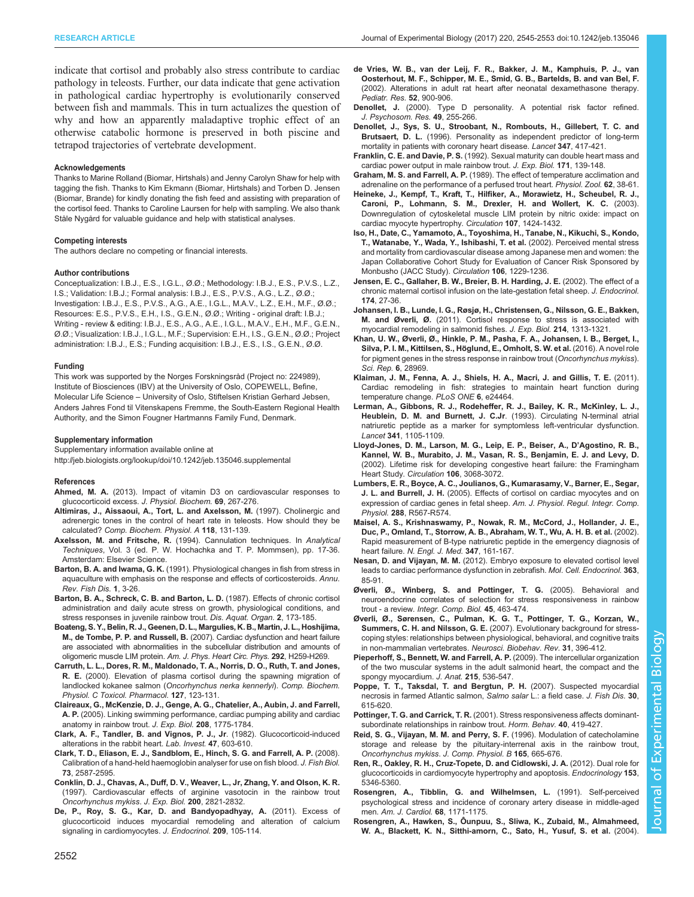indicate that cortisol and probably also stress contribute to cardiac pathology in teleosts. Further, our data indicate that gene activation in pathological cardiac hypertrophy is evolutionarily conserved between fish and mammals. This in turn actualizes the question of why and how an apparently maladaptive trophic effect of an otherwise catabolic hormone is preserved in both piscine and tetrapod trajectories of vertebrate development.

#### Acknowledgements

Thanks to Marine Rolland (Biomar, Hirtshals) and Jenny Carolyn Shaw for help with tagging the fish. Thanks to Kim Ekmann (Biomar, Hirtshals) and Torben D. Jensen (Biomar, Brande) for kindly donating the fish feed and assisting with preparation of the cortisol feed. Thanks to Caroline Laursen for help with sampling. We also thank Ståle Nygård for valuable guidance and help with statistical analyses.

#### Competing interests

The authors declare no competing or financial interests.

#### Author contributions

Conceptualization: I.B.J., E.S., I.G.L., Ø.Ø.; Methodology: I.B.J., E.S., P.V.S., L.Z., I.S.; Validation: I.B.J.; Formal analysis: I.B.J., E.S., P.V.S., A.G., L.Z., Ø.Ø.; Investigation: I.B.J., E.S., P.V.S., A.G., A.E., I.G.L., M.A.V., L.Z., E.H., M.F., Ø.Ø.; Resources: E.S., P.V.S., E.H., I.S., G.E.N., Ø.Ø.; Writing - original draft: I.B.J.; Writing - review & editing: I.B.J., E.S., A.G., A.E., I.G.L., M.A.V., E.H., M.F., G.E.N., Ø.Ø.; Visualization: I.B.J., I.G.L., M.F.; Supervision: E.H., I.S., G.E.N., Ø.Ø.; Project administration: I.B.J., E.S.; Funding acquisition: I.B.J., E.S., I.S., G.E.N., Ø.Ø.

#### Funding

This work was supported by the Norges Forskningsråd (Project no: 224989), Institute of Biosciences (IBV) at the University of Oslo, COPEWELL, Befine, Molecular Life Science – University of Oslo, Stiftelsen Kristian Gerhard Jebsen, Anders Jahres Fond til Vitenskapens Fremme, the South-Eastern Regional Health Authority, and the Simon Fougner Hartmanns Family Fund, Denmark.

#### Supplementary information

Supplementary information available online at
http://jeb.biologists.org/lookup/doi/10.1242/jeb.135046.supplemental

#### References

**Ahmed, M. A.** (2013). Impact of vitamin D3 on cardiovascular responses to glucocorticoid excess. *J. Physiol. Biochem.* **69**, 267-276.

**Altimiras, J., Aissaoui, A., Tort, L. and Axelsson, M.** (1997). Cholinergic and adrenergic tones in the control of heart rate in teleosts. How should they be calculated? *Comp. Biochem. Physiol. A* **118**, 131-139.

**Axelsson, M. and Fritsche, R.** (1994). Cannulation techniques. In *Analytical Techniques*, Vol. 3 (ed. P. W. Hochachka and T. P. Mommsen), pp. 17-36. Amsterdam: Elsevier Science.

**Barton, B. A. and Iwama, G. K.** (1991). Physiological changes in fish from stress in aquaculture with emphasis on the response and effects of corticosteroids. *Annu. Rev. Fish Dis.* **1**, 3-26.

**Barton, B. A., Schreck, C. B. and Barton, L. D.** (1987). Effects of chronic cortisol administration and daily acute stress on growth, physiological conditions, and stress responses in juvenile rainbow trout. *Dis. Aquat. Organ.* **2**, 173-185.

**Boateng, S. Y., Belin, R. J., Geenen, D. L., Margulies, K. B., Martin, J. L., Hoshijima, M., de Tombe, P. P. and Russell, B.** (2007). Cardiac dysfunction and heart failure are associated with abnormalities in the subcellular distribution and amounts of oligomeric muscle LIM protein. *Am. J. Physiol. Heart Circ. Phys.* **292**, H259-H269.

**Carruth, L. L., Dores, R. M., Maldonado, T. A., Norris, D. O., Ruth, T. and Jones, R. E.** (2000). Elevation of plasma cortisol during the spawning migration of landlocked kokanee salmon (*Oncorhynchus nerka kennerlyi*). *Comp. Biochem. Physiol. C Toxicol. Pharmacol.* **127**, 123-131.

**Claireaux, G., McKenzie, D. J., Genge, A. G., Chatelier, A., Aubin, J. and Farrell, A. P.** (2005). Linking swimming performance, cardiac pumping ability and cardiac anatomy in rainbow trout. *J. Exp. Biol.* **208**, 1775-1784.

**Clark, A. F., Tandler, B. and Vignos, P. J., Jr** (1982). Glucocorticoid-induced alterations in the rabbit heart. *Lab. Invest.* **47**, 603-610.

**Clark, T. D., Eliason, E. J., Sandblom, E., Hinch, S. G. and Farrell, A. P.** (2008). Calibration of a hand-held haemoglobin analyser for use on fish blood. *J. Fish Biol.* **73**, 2587-2595.

**Conklin, D. J., Chavas, A., Duff, D. V., Weaver, L., Jr, Zhang, Y. and Olson, K. R.** (1997). Cardiovascular effects of arginine vasotocin in the rainbow trout *Oncorhynchus mykiss*. *J. Exp. Biol.* **200**, 2821-2832.

**De, P., Roy, S. G., Kar, D. and Bandyopadhyay, A.** (2011). Excess of glucocorticoid induces myocardial remodeling and alteration of calcium signaling in cardiomyocytes. *J. Endocrinol.* **209**, 105-114.

**de Vries, W. B., van der Leij, F. R., Bakker, J. M., Kamphuis, P. J., van Oosterhout, M. F., Schipper, M. E., Smid, G. B., Bartelds, B. and van Bel, F.** (2002). Alterations in adult rat heart after neonatal dexamethasone therapy. *Pediatr. Res.* **52**, 900-906.

**Denollet, J.** (2000). Type D personality. A potential risk factor refined. *J. Psychosom. Res.* **49**, 255-266.

**Denollet, J., Sys, S. U., Stroobant, N., Rombouts, H., Gillebert, T. C. and Brutsaert, D. L.** (1996). Personality as independent predictor of long-term mortality in patients with coronary heart disease. *Lancet* **347**, 417-421.

**Franklin, C. E. and Davie, P. S.** (1992). Sexual maturity can double heart mass and cardiac power output in male rainbow trout. *J. Exp. Biol.* **171**, 139-148.

**Graham, M. S. and Farrell, A. P.** (1989). The effect of temperature acclimation and adrenaline on the performance of a perfused trout heart. *Physiol. Zool.* **62**, 38-61.

**Heineke, J., Kempf, T., Kraft, T., Hilfiker, A., Morawietz, H., Scheubel, R. J., Caroni, P., Lohmann, S. M., Drexler, H. and Wollert, K. C.** (2003). Downregulation of cytoskeletal muscle LIM protein by nitric oxide: impact on cardiac myocyte hypertrophy. *Circulation* **107**, 1424-1432.

**Iso, H., Date, C., Yamamoto, A., Toyoshima, H., Tanabe, N., Kikuchi, S., Kondo, T., Watanabe, Y., Wada, Y., Ishibashi, T. et al.** (2002). Perceived mental stress and mortality from cardiovascular disease among Japanese men and women: the Japan Collaborative Cohort Study for Evaluation of Cancer Risk Sponsored by Monbusho (JACC Study). *Circulation* **106**, 1229-1236.

**Jensen, E. C., Gallaher, B. W., Breier, B. H. Harding, J. E.** (2002). The effect of a chronic maternal cortisol infusion on the late-gestation fetal sheep. *J. Endocrinol.* **174**, 27-36.

**Johansen, I. B., Lunde, I. G., Røsjø, H., Christensen, G., Nilsson, G. E., Bakken, M. and Øverli, Ø.** (2011). Cortisol response to stress is associated with myocardial remodeling in salmonid fishes. *J. Exp. Biol.* **214**, 1313-1321.

**Khan, U. W., Øverli, Ø., Hinkle, P. M., Pasha, F. A., Johansen, I. B., Berget, I., Silva, P. I. M., Kittilsen, S., Höglund, E., Omholt, S. W. et al.** (2016). A novel role for pigment genes in the stress response in rainbow trout (*Oncorhynchus mykiss*). *Sci. Rep.* **6**, 28969.

**Klaiman, J. M., Fenna, A. J., Shiels, H. A., Macri, J. and Gillis, T. E.** (2011). Cardiac remodeling in fish: strategies to maintain heart function during temperature change. *PLoS ONE* **6**, e24464.

**Lerman, A., Gibbons, R. J., Rodeheffer, R. J., Bailey, K. R., McKinley, L. J., Heublein, D. M. and Burnett, J. C.Jr**. (1993). Circulating N-terminal atrial natriuretic peptide as a marker for symptomless left-ventricular dysfunction. *Lancet* **341**, 1105-1109.

**Lloyd-Jones, D. M., Larson, M. G., Leip, E. P., Beiser, A., D'Agostino, R. B., Kannel, W. B., Murabito, J. M., Vasan, R. S., Benjamin, E. J. and Levy, D.** (2002). Lifetime risk for developing congestive heart failure: the Framingham Heart Study. *Circulation* **106**, 3068-3072.

**Lumbers, E. R., Boyce, A. C., Joulianos, G., Kumarasamy, V., Barner, E., Segar, J. L. and Burrell, J. H.** (2005). Effects of cortisol on cardiac myocytes and on expression of cardiac genes in fetal sheep. *Am. J. Physiol. Regul. Integr. Comp. Physiol.* **288**, R567-R574.

**Maisel, A. S., Krishnaswamy, P., Nowak, R. M., McCord, J., Hollander, J. E., Duc, P., Omland, T., Storrow, A. B., Abraham, W. T., Wu, A. H. B. et al.** (2002). Rapid measurement of B-type natriuretic peptide in the emergency diagnosis of heart failure. *N. Engl. J. Med.* **347**, 161-167.

**Nesan, D. and Vijayan, M. M.** (2012). Embryo exposure to elevated cortisol level leads to cardiac performance dysfunction in zebrafish. *Mol. Cell. Endocrinol.* **363**, 85-91.

**Øverli, Ø., Winberg, S. and Pottinger, T. G.** (2005). Behavioral and neuroendocrine correlates of selection for stress responsiveness in rainbow trout - a review. *Integr. Comp. Biol.* **45**, 463-474.

**Øverli, Ø., Sørensen, C., Pulman, K. G. T., Pottinger, T. G., Korzan, W., Summers, C. H. and Nilsson, G. E.** (2007). Evolutionary background for stress-coping styles: relationships between physiological, behavioral, and cognitive traits in non-mammalian vertebrates. *Neurosci. Biobehav. Rev.* **31**, 396-412.

**Pieperhoff, S., Bennett, W. and Farrell, A. P.** (2009). The intercellular organization of the two muscular systems in the adult salmonid heart, the compact and the spongy myocardium. *J. Anat.* **215**, 536-547.

**Poppe, T. T., Taksdal, T. and Bergtun, P. H.** (2007). Suspected myocardial necrosis in farmed Atlantic salmon, *Salmo salar* L.: a field case. *J. Fish Dis.* **30**, 615-620.

**Pottinger, T. G. and Carrick, T. R.** (2001). Stress responsiveness affects dominant-subordinate relationships in rainbow trout. *Horm. Behav.* **40**, 419-427.

**Reid, S. G., Vijayan, M. M. and Perry, S. F.** (1996). Modulation of catecholamine storage and release by the pituitary-interrenal axis in the rainbow trout, *Oncorhynchus mykiss*. *J. Comp. Physiol. B* **165**, 665-676.

**Ren, R., Oakley, R. H., Cruz-Topete, D. and Cidlowski, J. A.** (2012). Dual role for glucocorticoids in cardiomyocyte hypertrophy and apoptosis. *Endocrinology* **153**, 5346-5360.

**Rosengren, A., Tibblin, G. and Wilhelmsen, L.** (1991). Self-perceived psychological stress and incidence of coronary artery disease in middle-aged men. *Am. J. Cardiol.* **68**, 1171-1175.

**Rosengren, A., Hawken, S., Ôunpuu, S., Sliwa, K., Zubaid, M., Almahmeed, W. A., Blackett, K. N., Sitthi-amorn, C., Sato, H., Yusuf, S. et al.** (2004).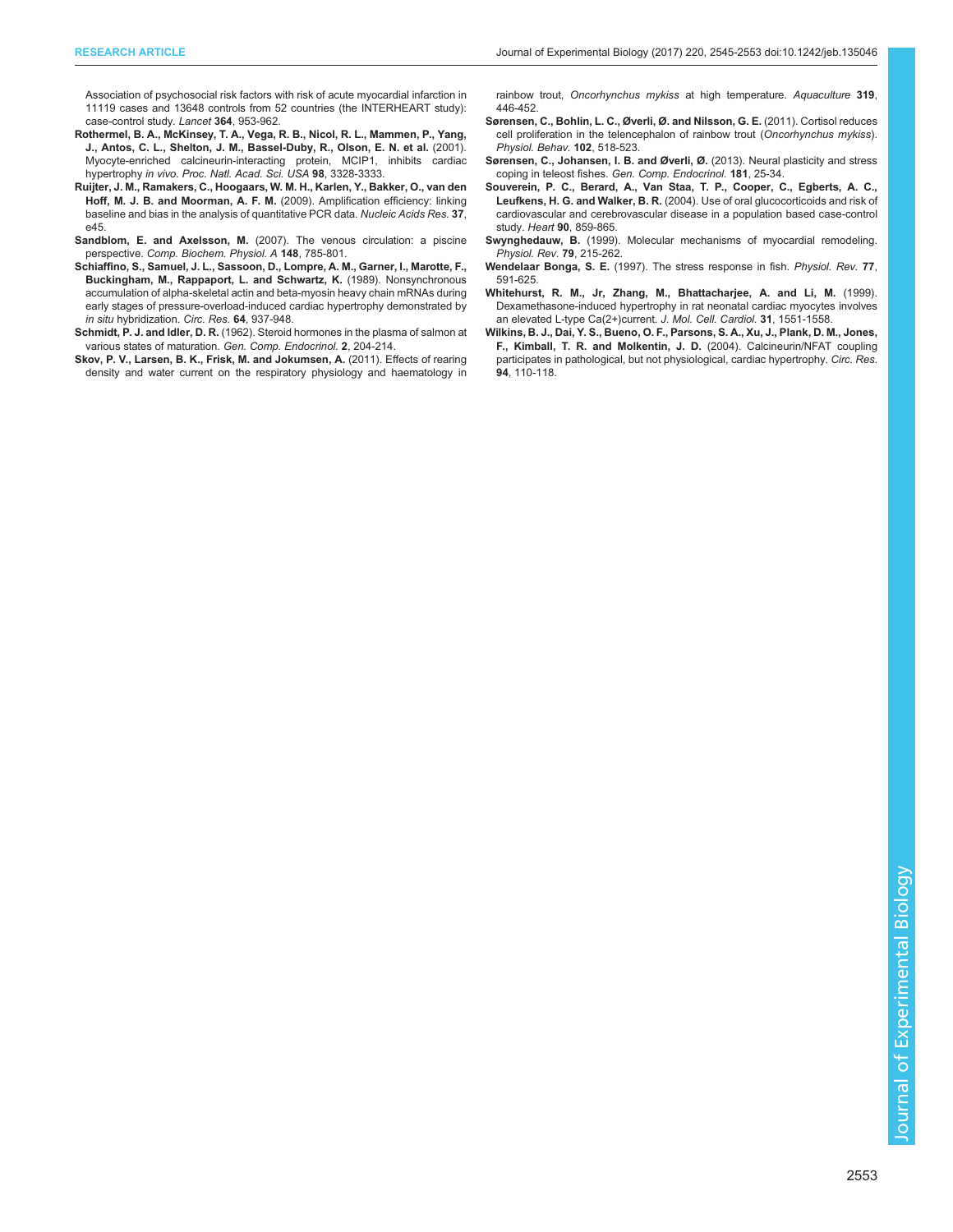Association of psychosocial risk factors with risk of acute myocardial infarction in 11119 cases and 13648 controls from 52 countries (the INTERHEART study): case-control study. *Lancet* **364**, 953-962.

**Rothermel, B. A., McKinsey, T. A., Vega, R. B., Nicol, R. L., Mammen, P., Yang, J., Antos, C. L., Shelton, J. M., Bassel-Duby, R., Olson, E. N. et al.** (2001). Myocyte-enriched calcineurin-interacting protein, MCIP1, inhibits cardiac hypertrophy *in vivo*. *Proc. Natl. Acad. Sci. USA* **98**, 3328-3333.

**Ruijter, J. M., Ramakers, C., Hoogaars, W. M. H., Karlen, Y., Bakker, O., van den Hoff, M. J. B. and Moorman, A. F. M.** (2009). Amplification efficiency: linking baseline and bias in the analysis of quantitative PCR data. *Nucleic Acids Res.* **37**, e45.

**Sandblom, E. and Axelsson, M.** (2007). The venous circulation: a piscine perspective. *Comp. Biochem. Physiol. A* **148**, 785-801.

**Schiaffino, S., Samuel, J. L., Sassoon, D., Lompre, A. M., Garner, I., Marotte, F., Buckingham, M., Rappaport, L. and Schwartz, K.** (1989). Nonsynchronous accumulation of alpha-skeletal actin and beta-myosin heavy chain mRNAs during early stages of pressure-overload-induced cardiac hypertrophy demonstrated by *in situ* hybridization. *Circ. Res.* **64**, 937-948.

**Schmidt, P. J. and Idler, D. R.** (1962). Steroid hormones in the plasma of salmon at various states of maturation. *Gen. Comp. Endocrinol.* **2**, 204-214.

**Skov, P. V., Larsen, B. K., Frisk, M. and Jokumsen, A.** (2011). Effects of rearing density and water current on the respiratory physiology and haematology in rainbow trout, *Oncorhynchus mykiss* at high temperature. *Aquaculture* **319**, 446-452.

**Sørensen, C., Bohlin, L. C., Øverli, Ø. and Nilsson, G. E.** (2011). Cortisol reduces cell proliferation in the telencephalon of rainbow trout (*Oncorhynchus mykiss*). *Physiol. Behav.* **102**, 518-523.

**Sørensen, C., Johansen, I. B. and Øverli, Ø.** (2013). Neural plasticity and stress coping in teleost fishes. *Gen. Comp. Endocrinol.* **181**, 25-34.

**Souverein, P. C., Berard, A., Van Staa, T. P., Cooper, C., Egberts, A. C., Leufkens, H. G. and Walker, B. R.** (2004). Use of oral glucocorticoids and risk of cardiovascular and cerebrovascular disease in a population based case-control study. *Heart* **90**, 859-865.

**Swynghedauw, B.** (1999). Molecular mechanisms of myocardial remodeling. *Physiol. Rev.* **79**, 215-262.

**Wendelaar Bonga, S. E.** (1997). The stress response in fish. *Physiol. Rev.* **77**, 591-625.

**Whitehurst, R. M., Jr, Zhang, M., Bhattacharjee, A. and Li, M.** (1999). Dexamethasone-induced hypertrophy in rat neonatal cardiac myocytes involves an elevated L-type Ca(2+)current. *J. Mol. Cell. Cardiol.* **31**, 1551-1558.

**Wilkins, B. J., Dai, Y. S., Bueno, O. F., Parsons, S. A., Xu, J., Plank, D. M., Jones, F., Kimball, T. R. and Molkentin, J. D.** (2004). Calcineurin/NFAT coupling participates in pathological, but not physiological, cardiac hypertrophy. *Circ. Res.* **94**, 110-118.